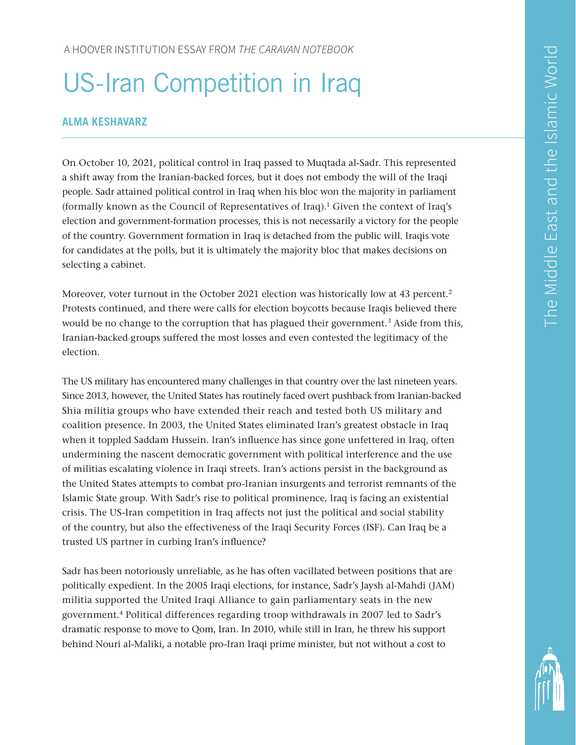A HOOVER INSTITUTION ESSAY FROM *THE CARAVAN NOTEBOOK*

# US-Iran Competition in Iraq

**ALMA KESHAVARZ**

On October 10, 2021, political control in Iraq passed to Muqtada al-Sadr. This represented a shift away from the Iranian-backed forces, but it does not embody the will of the Iraqi people. Sadr attained political control in Iraq when his bloc won the majority in parliament (formally known as the Council of Representatives of Iraq).[1] Given the context of Iraq's election and government-formation processes, this is not necessarily a victory for the people of the country. Government formation in Iraq is detached from the public will. Iraqis vote for candidates at the polls, but it is ultimately the majority bloc that makes decisions on selecting a cabinet.

Moreover, voter turnout in the October 2021 election was historically low at 43 percent.[2] Protests continued, and there were calls for election boycotts because Iraqis believed there would be no change to the corruption that has plagued their government.[3] Aside from this, Iranian-backed groups suffered the most losses and even contested the legitimacy of the election.

The US military has encountered many challenges in that country over the last nineteen years. Since 2013, however, the United States has routinely faced overt pushback from Iranian-backed Shia militia groups who have extended their reach and tested both US military and coalition presence. In 2003, the United States eliminated Iran's greatest obstacle in Iraq when it toppled Saddam Hussein. Iran's influence has since gone unfettered in Iraq, often undermining the nascent democratic government with political interference and the use of militias escalating violence in Iraqi streets. Iran's actions persist in the background as the United States attempts to combat pro-Iranian insurgents and terrorist remnants of the Islamic State group. With Sadr's rise to political prominence, Iraq is facing an existential crisis. The US-Iran competition in Iraq affects not just the political and social stability of the country, but also the effectiveness of the Iraqi Security Forces (ISF). Can Iraq be a trusted US partner in curbing Iran's influence?

Sadr has been notoriously unreliable, as he has often vacillated between positions that are politically expedient. In the 2005 Iraqi elections, for instance, Sadr's Jaysh al-Mahdi (JAM) militia supported the United Iraqi Alliance to gain parliamentary seats in the new government.[4] Political differences regarding troop withdrawals in 2007 led to Sadr's dramatic response to move to Qom, Iran. In 2010, while still in Iran, he threw his support behind Nouri al-Maliki, a notable pro-Iran Iraqi prime minister, but not without a cost to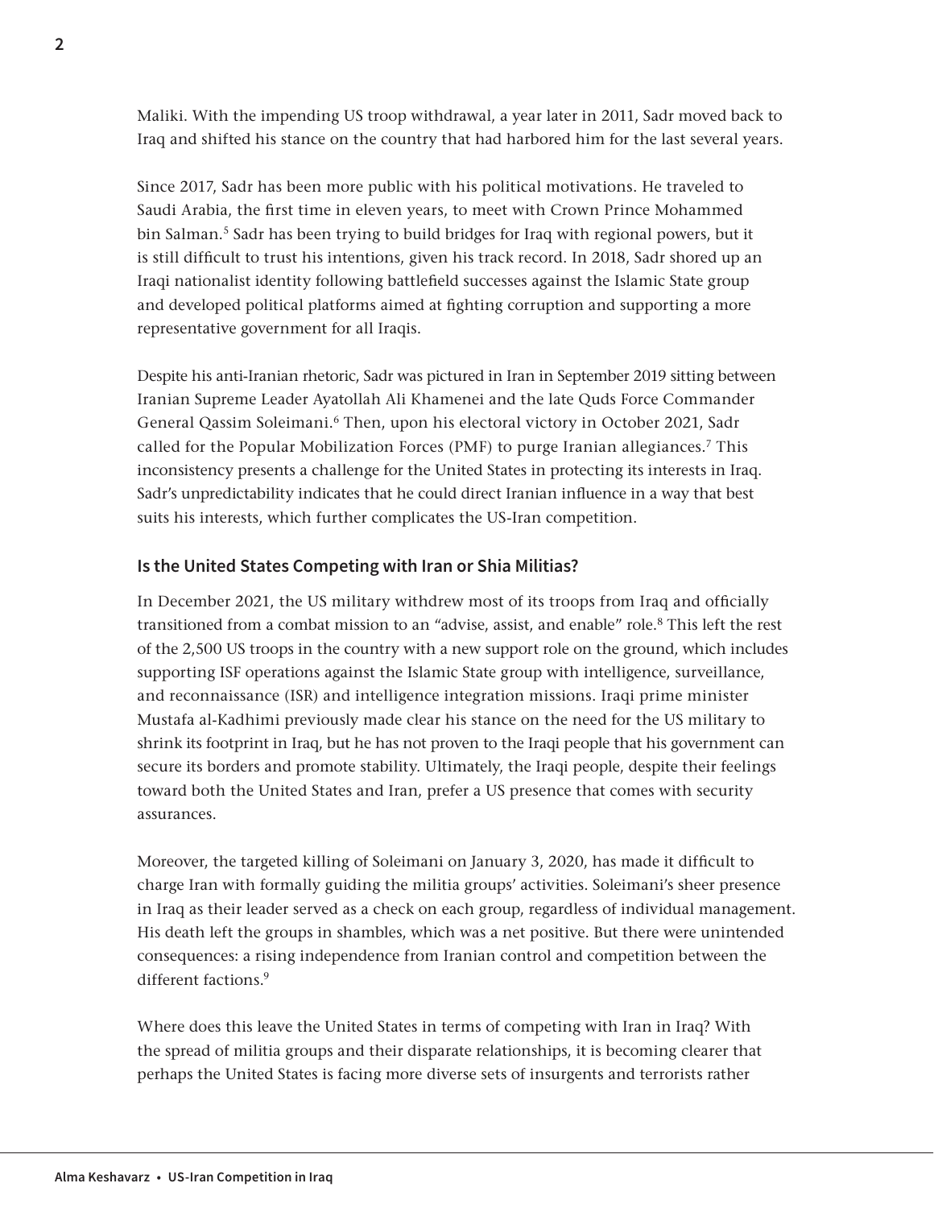Maliki. With the impending US troop withdrawal, a year later in 2011, Sadr moved back to Iraq and shifted his stance on the country that had harbored him for the last several years.

Since 2017, Sadr has been more public with his political motivations. He traveled to Saudi Arabia, the first time in eleven years, to meet with Crown Prince Mohammed bin Salman.[5] Sadr has been trying to build bridges for Iraq with regional powers, but it is still difficult to trust his intentions, given his track record. In 2018, Sadr shored up an Iraqi nationalist identity following battlefield successes against the Islamic State group and developed political platforms aimed at fighting corruption and supporting a more representative government for all Iraqis.

Despite his anti-Iranian rhetoric, Sadr was pictured in Iran in September 2019 sitting between Iranian Supreme Leader Ayatollah Ali Khamenei and the late Quds Force Commander General Qassim Soleimani.[6] Then, upon his electoral victory in October 2021, Sadr called for the Popular Mobilization Forces (PMF) to purge Iranian allegiances.[7] This inconsistency presents a challenge for the United States in protecting its interests in Iraq. Sadr's unpredictability indicates that he could direct Iranian influence in a way that best suits his interests, which further complicates the US-Iran competition.

### Is the United States Competing with Iran or Shia Militias?

In December 2021, the US military withdrew most of its troops from Iraq and officially transitioned from a combat mission to an "advise, assist, and enable" role.[8] This left the rest of the 2,500 US troops in the country with a new support role on the ground, which includes supporting ISF operations against the Islamic State group with intelligence, surveillance, and reconnaissance (ISR) and intelligence integration missions. Iraqi prime minister Mustafa al-Kadhimi previously made clear his stance on the need for the US military to shrink its footprint in Iraq, but he has not proven to the Iraqi people that his government can secure its borders and promote stability. Ultimately, the Iraqi people, despite their feelings toward both the United States and Iran, prefer a US presence that comes with security assurances.

Moreover, the targeted killing of Soleimani on January 3, 2020, has made it difficult to charge Iran with formally guiding the militia groups' activities. Soleimani's sheer presence in Iraq as their leader served as a check on each group, regardless of individual management. His death left the groups in shambles, which was a net positive. But there were unintended consequences: a rising independence from Iranian control and competition between the different factions.[9]

Where does this leave the United States in terms of competing with Iran in Iraq? With the spread of militia groups and their disparate relationships, it is becoming clearer that perhaps the United States is facing more diverse sets of insurgents and terrorists rather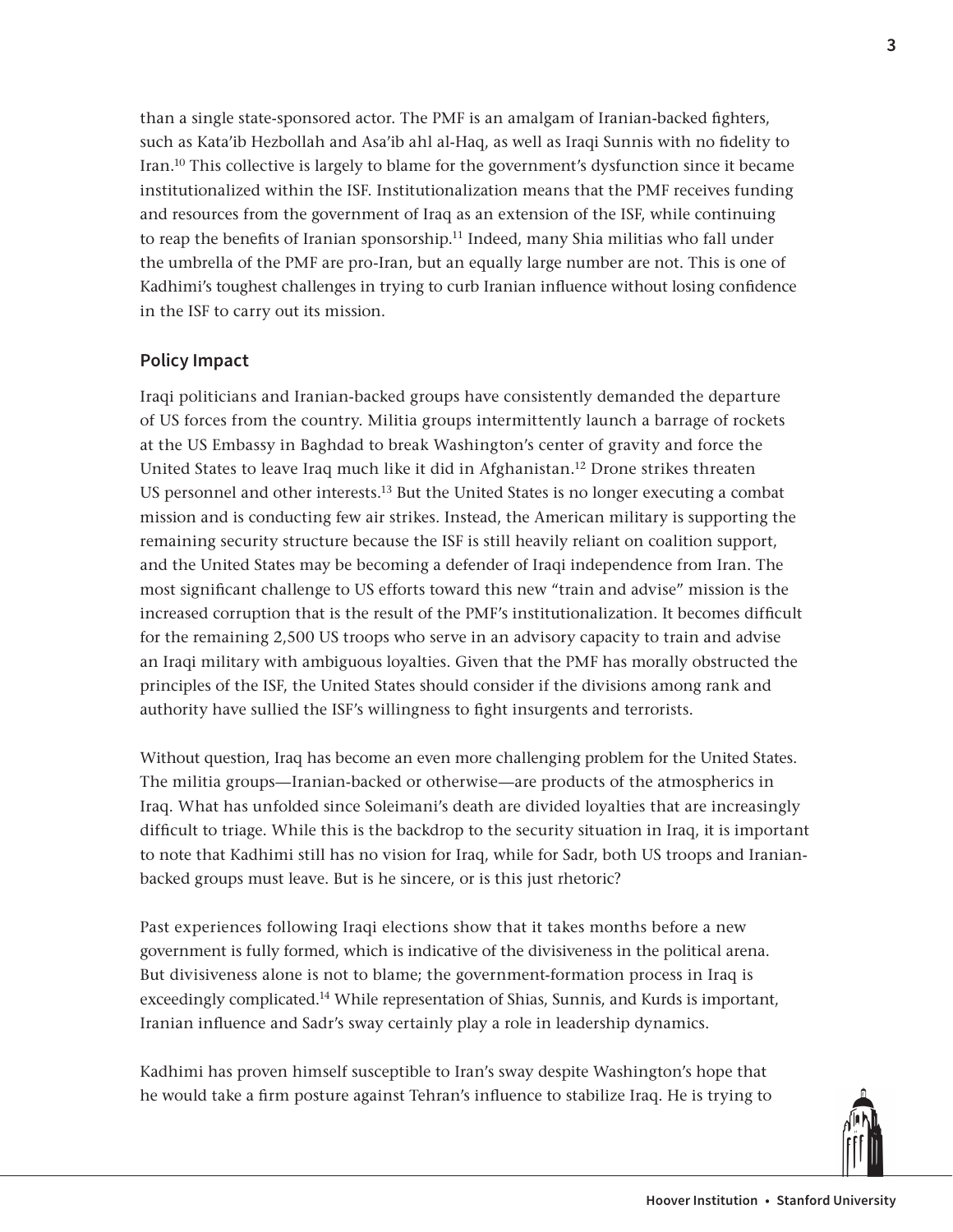than a single state-sponsored actor. The PMF is an amalgam of Iranian-backed fighters, such as Kata'ib Hezbollah and Asa'ib ahl al-Haq, as well as Iraqi Sunnis with no fidelity to Iran.[10] This collective is largely to blame for the government's dysfunction since it became institutionalized within the ISF. Institutionalization means that the PMF receives funding and resources from the government of Iraq as an extension of the ISF, while continuing to reap the benefits of Iranian sponsorship.[11] Indeed, many Shia militias who fall under the umbrella of the PMF are pro-Iran, but an equally large number are not. This is one of Kadhimi's toughest challenges in trying to curb Iranian influence without losing confidence in the ISF to carry out its mission.

### Policy Impact

Iraqi politicians and Iranian-backed groups have consistently demanded the departure of US forces from the country. Militia groups intermittently launch a barrage of rockets at the US Embassy in Baghdad to break Washington's center of gravity and force the United States to leave Iraq much like it did in Afghanistan.[12] Drone strikes threaten US personnel and other interests.[13] But the United States is no longer executing a combat mission and is conducting few air strikes. Instead, the American military is supporting the remaining security structure because the ISF is still heavily reliant on coalition support, and the United States may be becoming a defender of Iraqi independence from Iran. The most significant challenge to US efforts toward this new "train and advise" mission is the increased corruption that is the result of the PMF's institutionalization. It becomes difficult for the remaining 2,500 US troops who serve in an advisory capacity to train and advise an Iraqi military with ambiguous loyalties. Given that the PMF has morally obstructed the principles of the ISF, the United States should consider if the divisions among rank and authority have sullied the ISF's willingness to fight insurgents and terrorists.

Without question, Iraq has become an even more challenging problem for the United States. The militia groups—Iranian-backed or otherwise—are products of the atmospherics in Iraq. What has unfolded since Soleimani's death are divided loyalties that are increasingly difficult to triage. While this is the backdrop to the security situation in Iraq, it is important to note that Kadhimi still has no vision for Iraq, while for Sadr, both US troops and Iranian-backed groups must leave. But is he sincere, or is this just rhetoric?

Past experiences following Iraqi elections show that it takes months before a new government is fully formed, which is indicative of the divisiveness in the political arena. But divisiveness alone is not to blame; the government-formation process in Iraq is exceedingly complicated.[14] While representation of Shias, Sunnis, and Kurds is important, Iranian influence and Sadr's sway certainly play a role in leadership dynamics.

Kadhimi has proven himself susceptible to Iran's sway despite Washington's hope that he would take a firm posture against Tehran's influence to stabilize Iraq. He is trying to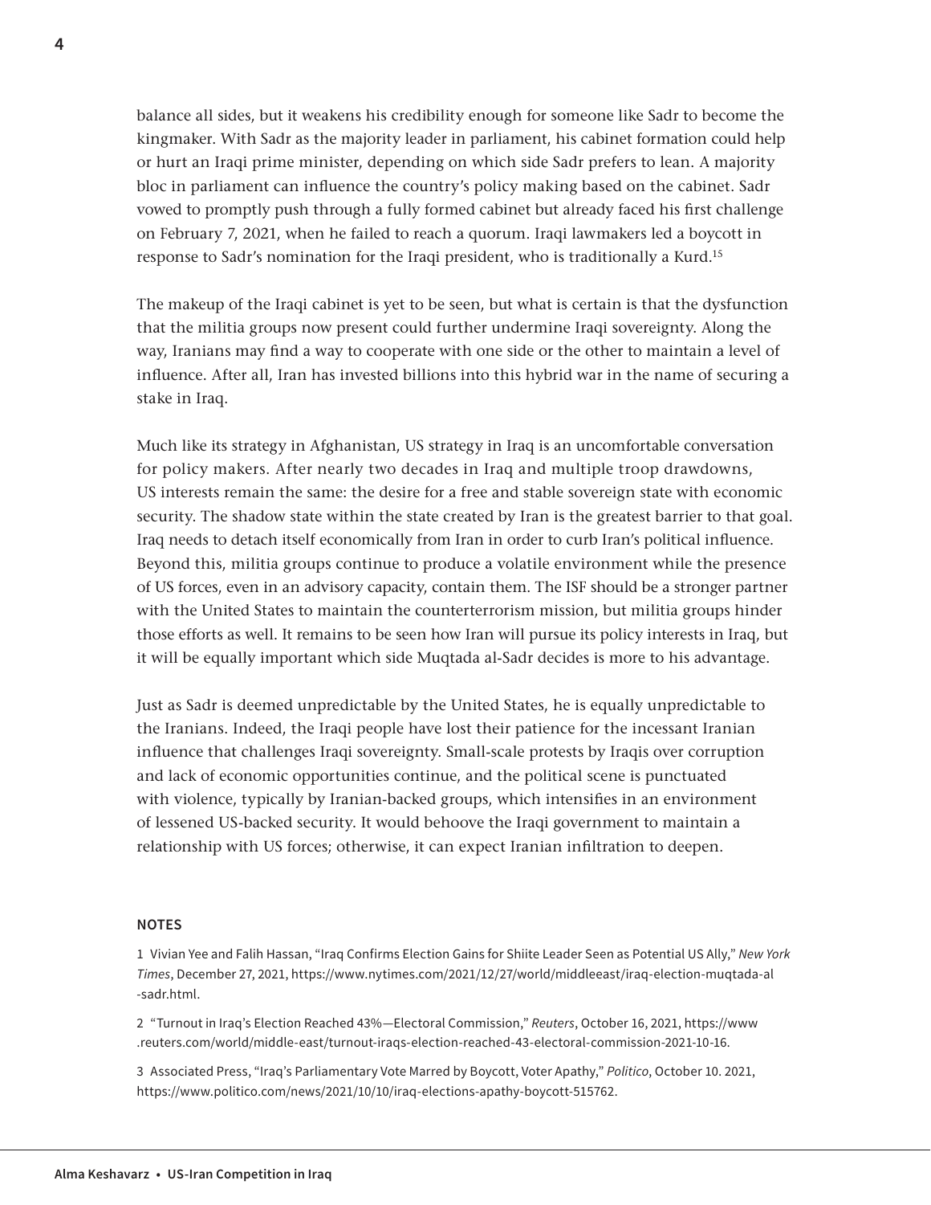balance all sides, but it weakens his credibility enough for someone like Sadr to become the kingmaker. With Sadr as the majority leader in parliament, his cabinet formation could help or hurt an Iraqi prime minister, depending on which side Sadr prefers to lean. A majority bloc in parliament can influence the country's policy making based on the cabinet. Sadr vowed to promptly push through a fully formed cabinet but already faced his first challenge on February 7, 2021, when he failed to reach a quorum. Iraqi lawmakers led a boycott in response to Sadr's nomination for the Iraqi president, who is traditionally a Kurd.[15]

The makeup of the Iraqi cabinet is yet to be seen, but what is certain is that the dysfunction that the militia groups now present could further undermine Iraqi sovereignty. Along the way, Iranians may find a way to cooperate with one side or the other to maintain a level of influence. After all, Iran has invested billions into this hybrid war in the name of securing a stake in Iraq.

Much like its strategy in Afghanistan, US strategy in Iraq is an uncomfortable conversation for policy makers. After nearly two decades in Iraq and multiple troop drawdowns, US interests remain the same: the desire for a free and stable sovereign state with economic security. The shadow state within the state created by Iran is the greatest barrier to that goal. Iraq needs to detach itself economically from Iran in order to curb Iran's political influence. Beyond this, militia groups continue to produce a volatile environment while the presence of US forces, even in an advisory capacity, contain them. The ISF should be a stronger partner with the United States to maintain the counterterrorism mission, but militia groups hinder those efforts as well. It remains to be seen how Iran will pursue its policy interests in Iraq, but it will be equally important which side Muqtada al-Sadr decides is more to his advantage.

Just as Sadr is deemed unpredictable by the United States, he is equally unpredictable to the Iranians. Indeed, the Iraqi people have lost their patience for the incessant Iranian influence that challenges Iraqi sovereignty. Small-scale protests by Iraqis over corruption and lack of economic opportunities continue, and the political scene is punctuated with violence, typically by Iranian-backed groups, which intensifies in an environment of lessened US-backed security. It would behoove the Iraqi government to maintain a relationship with US forces; otherwise, it can expect Iranian infiltration to deepen.

## NOTES

1 Vivian Yee and Falih Hassan, "Iraq Confirms Election Gains for Shiite Leader Seen as Potential US Ally," *New York Times*, December 27, 2021, https://www.nytimes.com/2021/12/27/world/middleeast/iraq-election-muqtada-al-sadr.html.

2 "Turnout in Iraq's Election Reached 43%—Electoral Commission," *Reuters*, October 16, 2021, https://www.reuters.com/world/middle-east/turnout-iraqs-election-reached-43-electoral-commission-2021-10-16.

3 Associated Press, "Iraq's Parliamentary Vote Marred by Boycott, Voter Apathy," *Politico*, October 10. 2021, https://www.politico.com/news/2021/10/10/iraq-elections-apathy-boycott-515762.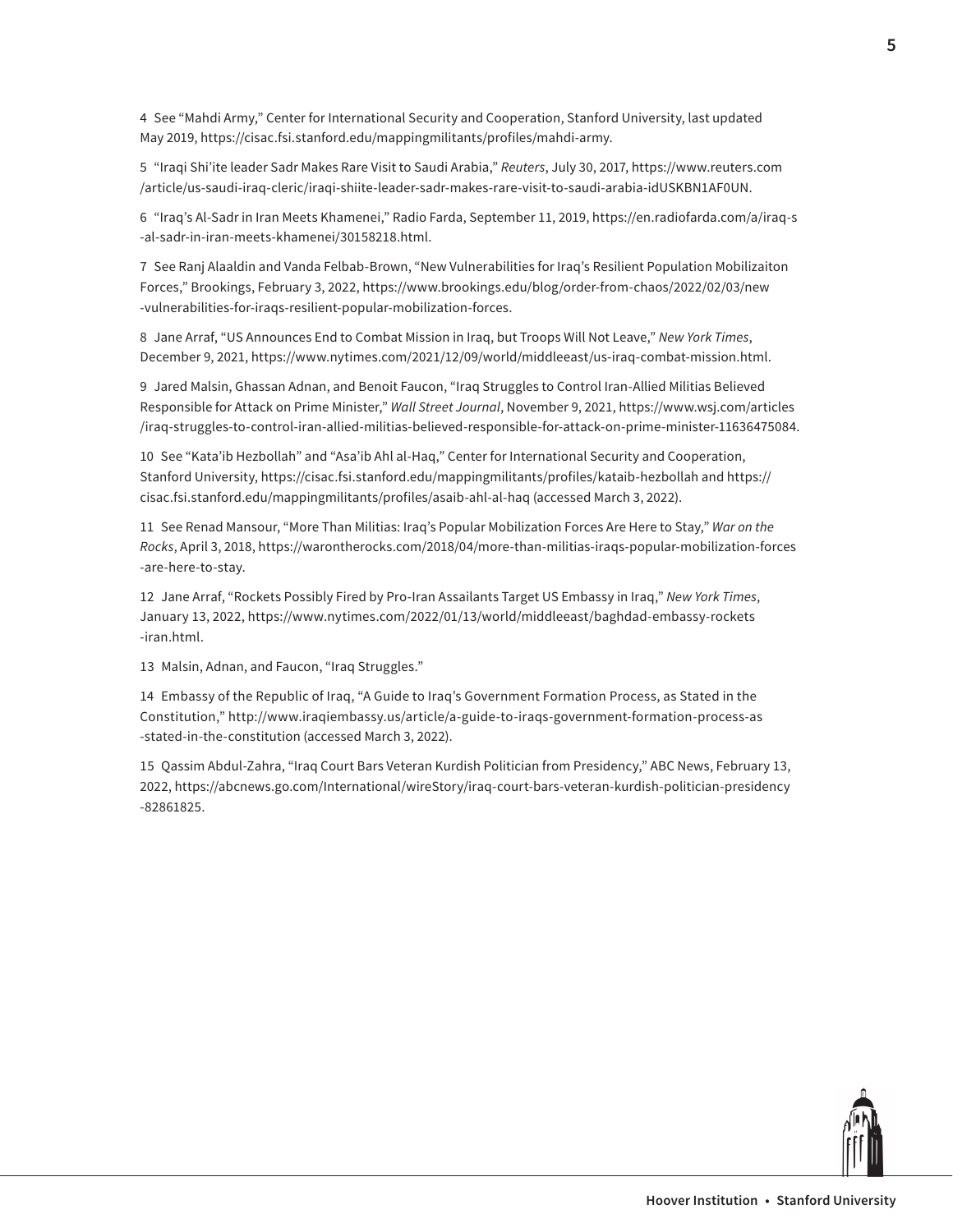4 See "Mahdi Army," Center for International Security and Cooperation, Stanford University, last updated May 2019, https://cisac.fsi.stanford.edu/mappingmilitants/profiles/mahdi-army.

5 "Iraqi Shi'ite leader Sadr Makes Rare Visit to Saudi Arabia," *Reuters*, July 30, 2017, https://www.reuters.com/article/us-saudi-iraq-cleric/iraqi-shiite-leader-sadr-makes-rare-visit-to-saudi-arabia-idUSKBN1AF0UN.

6 "Iraq's Al-Sadr in Iran Meets Khamenei," Radio Farda, September 11, 2019, https://en.radiofarda.com/a/iraq-s-al-sadr-in-iran-meets-khamenei/30158218.html.

7 See Ranj Alaaldin and Vanda Felbab-Brown, "New Vulnerabilities for Iraq's Resilient Population Mobilizaiton Forces," Brookings, February 3, 2022, https://www.brookings.edu/blog/order-from-chaos/2022/02/03/new-vulnerabilities-for-iraqs-resilient-popular-mobilization-forces.

8 Jane Arraf, "US Announces End to Combat Mission in Iraq, but Troops Will Not Leave," *New York Times*, December 9, 2021, https://www.nytimes.com/2021/12/09/world/middleeast/us-iraq-combat-mission.html.

9 Jared Malsin, Ghassan Adnan, and Benoit Faucon, "Iraq Struggles to Control Iran-Allied Militias Believed Responsible for Attack on Prime Minister," *Wall Street Journal*, November 9, 2021, https://www.wsj.com/articles/iraq-struggles-to-control-iran-allied-militias-believed-responsible-for-attack-on-prime-minister-11636475084.

10 See "Kata'ib Hezbollah" and "Asa'ib Ahl al-Haq," Center for International Security and Cooperation, Stanford University, https://cisac.fsi.stanford.edu/mappingmilitants/profiles/kataib-hezbollah and https://cisac.fsi.stanford.edu/mappingmilitants/profiles/asaib-ahl-al-haq (accessed March 3, 2022).

11 See Renad Mansour, "More Than Militias: Iraq's Popular Mobilization Forces Are Here to Stay," *War on the Rocks*, April 3, 2018, https://warontherocks.com/2018/04/more-than-militias-iraqs-popular-mobilization-forces-are-here-to-stay.

12 Jane Arraf, "Rockets Possibly Fired by Pro-Iran Assailants Target US Embassy in Iraq," *New York Times*, January 13, 2022, https://www.nytimes.com/2022/01/13/world/middleeast/baghdad-embassy-rockets-iran.html.

13 Malsin, Adnan, and Faucon, "Iraq Struggles."

14 Embassy of the Republic of Iraq, "A Guide to Iraq's Government Formation Process, as Stated in the Constitution," http://www.iraqiembassy.us/article/a-guide-to-iraqs-government-formation-process-as-stated-in-the-constitution (accessed March 3, 2022).

15 Qassim Abdul-Zahra, "Iraq Court Bars Veteran Kurdish Politician from Presidency," ABC News, February 13, 2022, https://abcnews.go.com/International/wireStory/iraq-court-bars-veteran-kurdish-politician-presidency-82861825.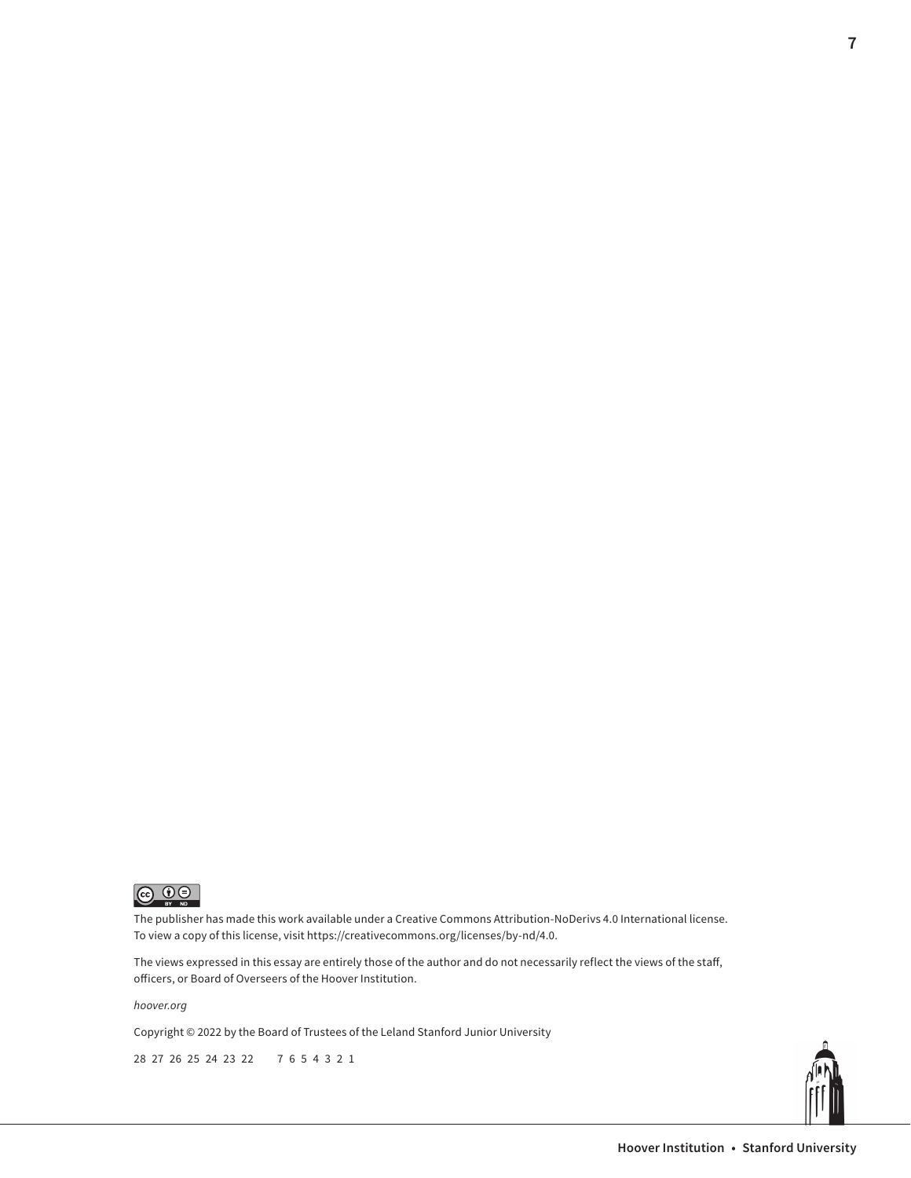The publisher has made this work available under a Creative Commons Attribution-NoDerivs 4.0 International license. To view a copy of this license, visit https://creativecommons.org/licenses/by-nd/4.0.

The views expressed in this essay are entirely those of the author and do not necessarily reflect the views of the staff, officers, or Board of Overseers of the Hoover Institution.

*hoover.org*

Copyright © 2022 by the Board of Trustees of the Leland Stanford Junior University

28 27 26 25 24 23 22     7 6 5 4 3 2 1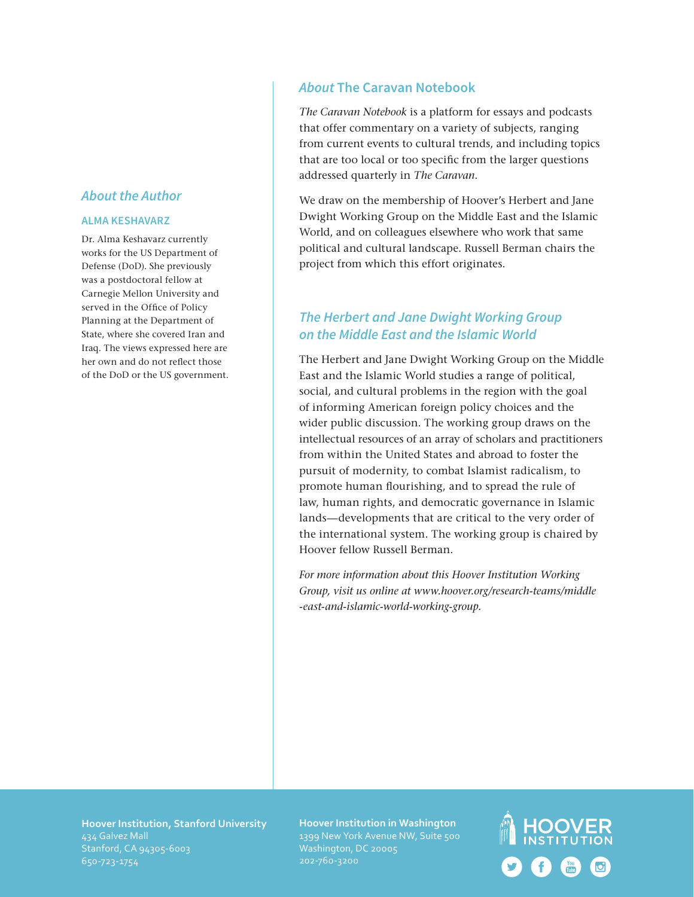## *About the Author*

**ALMA KESHAVARZ**

Dr. Alma Keshavarz currently works for the US Department of Defense (DoD). She previously was a postdoctoral fellow at Carnegie Mellon University and served in the Office of Policy Planning at the Department of State, where she covered Iran and Iraq. The views expressed here are her own and do not reflect those of the DoD or the US government.

## *About* The Caravan Notebook

*The Caravan Notebook* is a platform for essays and podcasts that offer commentary on a variety of subjects, ranging from current events to cultural trends, and including topics that are too local or too specific from the larger questions addressed quarterly in *The Caravan*.

We draw on the membership of Hoover's Herbert and Jane Dwight Working Group on the Middle East and the Islamic World, and on colleagues elsewhere who work that same political and cultural landscape. Russell Berman chairs the project from which this effort originates.

## *The Herbert and Jane Dwight Working Group on the Middle East and the Islamic World*

The Herbert and Jane Dwight Working Group on the Middle East and the Islamic World studies a range of political, social, and cultural problems in the region with the goal of informing American foreign policy choices and the wider public discussion. The working group draws on the intellectual resources of an array of scholars and practitioners from within the United States and abroad to foster the pursuit of modernity, to combat Islamist radicalism, to promote human flourishing, and to spread the rule of law, human rights, and democratic governance in Islamic lands—developments that are critical to the very order of the international system. The working group is chaired by Hoover fellow Russell Berman.

*For more information about this Hoover Institution Working Group, visit us online at www.hoover.org/research-teams/middle-east-and-islamic-world-working-group.*

**Hoover Institution, Stanford University**
434 Galvez Mall
Stanford, CA 94305-6003
650-723-1754

**Hoover Institution in Washington**
1399 New York Avenue NW, Suite 500
Washington, DC 20005
202-760-3200

HOOVER INSTITUTION